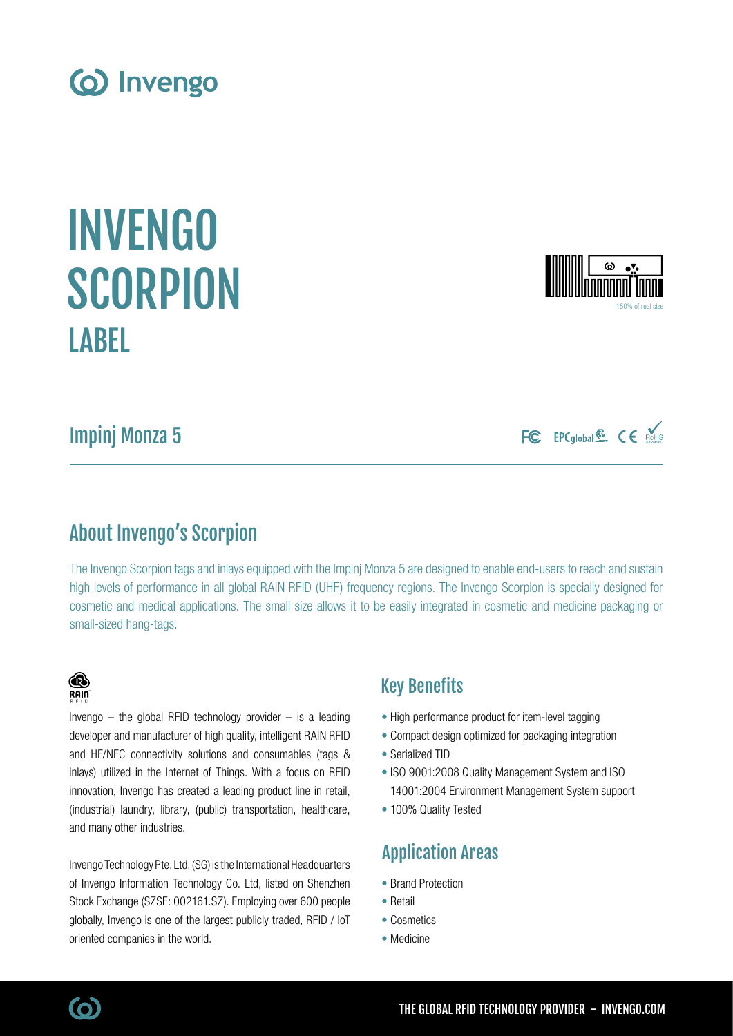# INVENGO SCORPION LABEL

150% of real size

## Impinj Monza 5

## About Invengo's Scorpion

The Invengo Scorpion tags and inlays equipped with the Impinj Monza 5 are designed to enable end-users to reach and sustain high levels of performance in all global RAIN RFID (UHF) frequency regions. The Invengo Scorpion is specially designed for cosmetic and medical applications. The small size allows it to be easily integrated in cosmetic and medicine packaging or small-sized hang-tags.

Invengo – the global RFID technology provider – is a leading developer and manufacturer of high quality, intelligent RAIN RFID and HF/NFC connectivity solutions and consumables (tags & inlays) utilized in the Internet of Things. With a focus on RFID innovation, Invengo has created a leading product line in retail, (industrial) laundry, library, (public) transportation, healthcare, and many other industries.

Invengo Technology Pte. Ltd. (SG) is the International Headquarters of Invengo Information Technology Co. Ltd, listed on Shenzhen Stock Exchange (SZSE: 002161.SZ). Employing over 600 people globally, Invengo is one of the largest publicly traded, RFID / IoT oriented companies in the world.

## Key Benefits

- High performance product for item-level tagging
- Compact design optimized for packaging integration
- Serialized TID
- ISO 9001:2008 Quality Management System and ISO 14001:2004 Environment Management System support
- 100% Quality Tested

## Application Areas

- Brand Protection
- Retail
- Cosmetics
- Medicine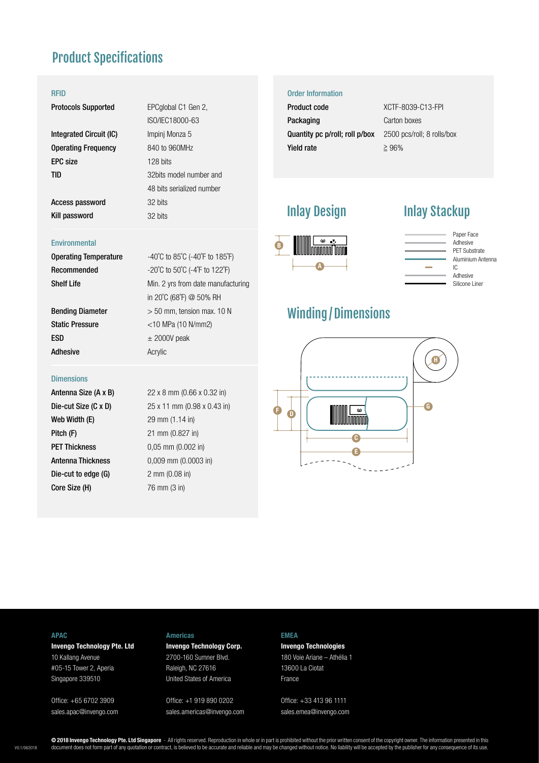# Product Specifications

### RFID

| | |
|---|---|
| **Protocols Supported** | EPCglobal C1 Gen 2, ISO/IEC18000-63 |
| **Integrated Circuit (IC)** | Impinj Monza 5 |
| **Operating Frequency** | 840 to 960MHz |
| **EPC size** | 128 bits |
| **TID** | 32bits model number and 48 bits serialized number |
| **Access password** | 32 bits |
| **Kill password** | 32 bits |

### Environmental

| | |
|---|---|
| **Operating Temperature** | -40˚C to 85˚C (-40˚F to 185˚F) |
| **Recommended** | -20˚C to 50˚C (-4˚F to 122˚F) |
| **Shelf Life** | Min. 2 yrs from date manufacturing in 20˚C (68˚F) @ 50% RH |
| **Bending Diameter** | > 50 mm, tension max. 10 N |
| **Static Pressure** | <10 MPa (10 N/mm2) |
| **ESD** | ± 2000V peak |
| **Adhesive** | Acrylic |

### Dimensions

| | |
|---|---|
| **Antenna Size (A x B)** | 22 x 8 mm (0.66 x 0.32 in) |
| **Die-cut Size (C x D)** | 25 x 11 mm (0.98 x 0.43 in) |
| **Web Width (E)** | 29 mm (1.14 in) |
| **Pitch (F)** | 21 mm (0.827 in) |
| **PET Thickness** | 0,05 mm (0.002 in) |
| **Antenna Thickness** | 0,009 mm (0.0003 in) |
| **Die-cut to edge (G)** | 2 mm (0.08 in) |
| **Core Size (H)** | 76 mm (3 in) |

### Order Information

| | |
|---|---|
| **Product code** | XCTF-8039-C13-FPI |
| **Packaging** | Carton boxes |
| **Quantity pc p/roll; roll p/box** | 2500 pcs/roll; 8 rolls/box |
| **Yield rate** | ≧ 96% |

## Inlay Design

B

A

## Inlay Stackup

Paper Face
Adhesive
PET Substrate
Aluminium Antenna
IC
Adhesive
Silicone Liner

## Winding / Dimensions

H
G
F
D
C
E

---

**APAC**
**Invengo Technology Pte. Ltd**
10 Kallang Avenue
#05-15 Tower 2, Aperia
Singapore 339510

Office: +65 6702 3909
sales.apac@invengo.com

**Americas**
**Invengo Technology Corp.**
2700-160 Sumner Blvd.
Raleigh, NC 27616
United States of America

Office: +1 919 890 0202
sales.americas@invengo.com

**EMEA**
**Invengo Technologies**
180 Voie Ariane – Athélia 1
13600 La Ciotat
France

Office: +33 413 96 1111
sales.emea@invengo.com

**© 2018 Invengo Technology Pte. Ltd Singapore** - All rights reserved. Reproduction in whole or in part is prohibited without the prior written consent of the copyright owner. The information presented in this document does not form part of any quotation or contract, is believed to be accurate and reliable and may be changed without notice. No liability will be accepted by the publisher for any consequence of its use.

V0.1/062018